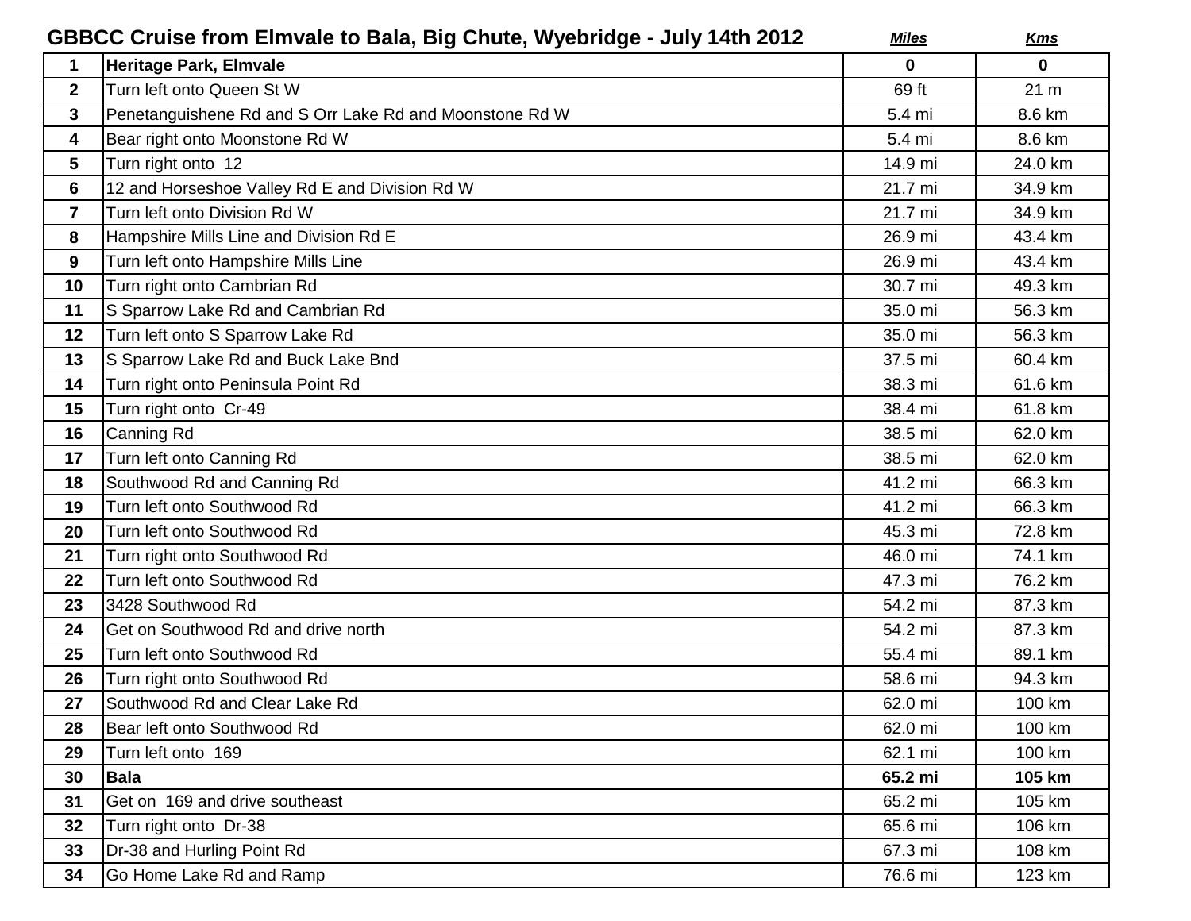## GBBCC Cruise from Elmvale to Bala, Big Chute, Wyebridge - July 14th 2012

| | | ***Miles*** | ***Kms*** |
|---|---|---|---|
| **1** | **Heritage Park, Elmvale** | **0** | **0** |
| **2** | Turn left onto Queen St W | 69 ft | 21 m |
| **3** | Penetanguishene Rd and S Orr Lake Rd and Moonstone Rd W | 5.4 mi | 8.6 km |
| **4** | Bear right onto Moonstone Rd W | 5.4 mi | 8.6 km |
| **5** | Turn right onto 12 | 14.9 mi | 24.0 km |
| **6** | 12 and Horseshoe Valley Rd E and Division Rd W | 21.7 mi | 34.9 km |
| **7** | Turn left onto Division Rd W | 21.7 mi | 34.9 km |
| **8** | Hampshire Mills Line and Division Rd E | 26.9 mi | 43.4 km |
| **9** | Turn left onto Hampshire Mills Line | 26.9 mi | 43.4 km |
| **10** | Turn right onto Cambrian Rd | 30.7 mi | 49.3 km |
| **11** | S Sparrow Lake Rd and Cambrian Rd | 35.0 mi | 56.3 km |
| **12** | Turn left onto S Sparrow Lake Rd | 35.0 mi | 56.3 km |
| **13** | S Sparrow Lake Rd and Buck Lake Bnd | 37.5 mi | 60.4 km |
| **14** | Turn right onto Peninsula Point Rd | 38.3 mi | 61.6 km |
| **15** | Turn right onto Cr-49 | 38.4 mi | 61.8 km |
| **16** | Canning Rd | 38.5 mi | 62.0 km |
| **17** | Turn left onto Canning Rd | 38.5 mi | 62.0 km |
| **18** | Southwood Rd and Canning Rd | 41.2 mi | 66.3 km |
| **19** | Turn left onto Southwood Rd | 41.2 mi | 66.3 km |
| **20** | Turn left onto Southwood Rd | 45.3 mi | 72.8 km |
| **21** | Turn right onto Southwood Rd | 46.0 mi | 74.1 km |
| **22** | Turn left onto Southwood Rd | 47.3 mi | 76.2 km |
| **23** | 3428 Southwood Rd | 54.2 mi | 87.3 km |
| **24** | Get on Southwood Rd and drive north | 54.2 mi | 87.3 km |
| **25** | Turn left onto Southwood Rd | 55.4 mi | 89.1 km |
| **26** | Turn right onto Southwood Rd | 58.6 mi | 94.3 km |
| **27** | Southwood Rd and Clear Lake Rd | 62.0 mi | 100 km |
| **28** | Bear left onto Southwood Rd | 62.0 mi | 100 km |
| **29** | Turn left onto 169 | 62.1 mi | 100 km |
| **30** | **Bala** | **65.2 mi** | **105 km** |
| **31** | Get on 169 and drive southeast | 65.2 mi | 105 km |
| **32** | Turn right onto Dr-38 | 65.6 mi | 106 km |
| **33** | Dr-38 and Hurling Point Rd | 67.3 mi | 108 km |
| **34** | Go Home Lake Rd and Ramp | 76.6 mi | 123 km |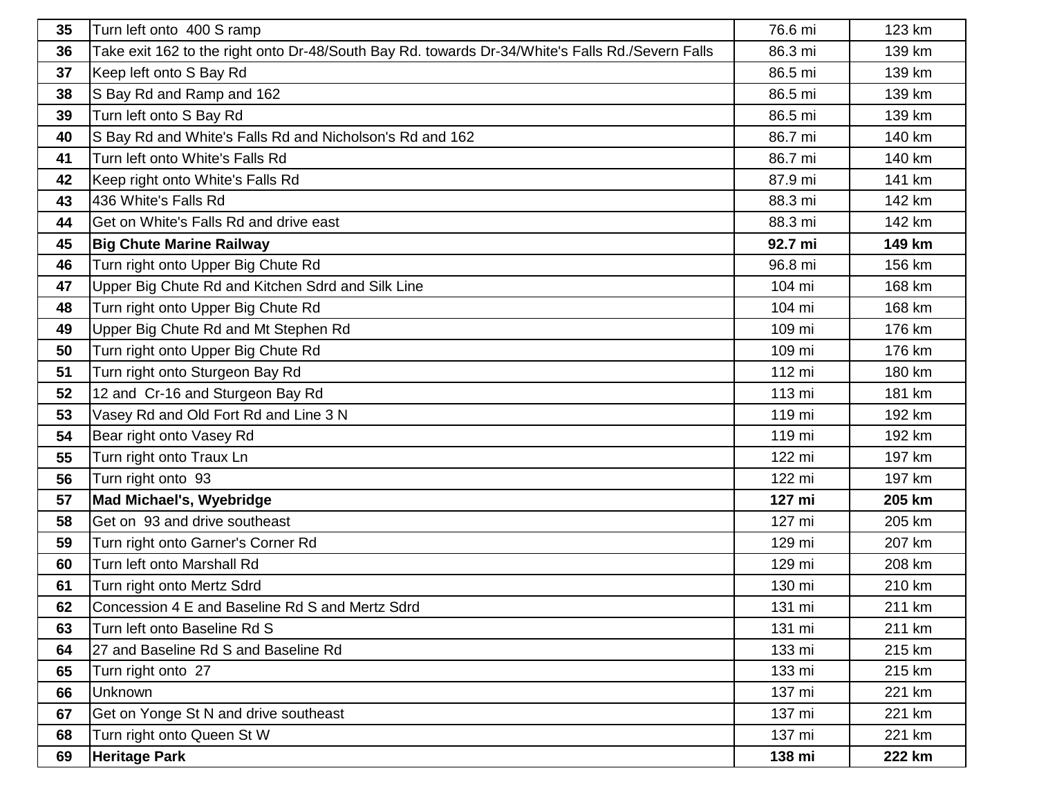| | | | |
|---|---|---|---|
| **35** | Turn left onto 400 S ramp | 76.6 mi | 123 km |
| **36** | Take exit 162 to the right onto Dr-48/South Bay Rd. towards Dr-34/White's Falls Rd./Severn Falls | 86.3 mi | 139 km |
| **37** | Keep left onto S Bay Rd | 86.5 mi | 139 km |
| **38** | S Bay Rd and Ramp and 162 | 86.5 mi | 139 km |
| **39** | Turn left onto S Bay Rd | 86.5 mi | 139 km |
| **40** | S Bay Rd and White's Falls Rd and Nicholson's Rd and 162 | 86.7 mi | 140 km |
| **41** | Turn left onto White's Falls Rd | 86.7 mi | 140 km |
| **42** | Keep right onto White's Falls Rd | 87.9 mi | 141 km |
| **43** | 436 White's Falls Rd | 88.3 mi | 142 km |
| **44** | Get on White's Falls Rd and drive east | 88.3 mi | 142 km |
| **45** | **Big Chute Marine Railway** | **92.7 mi** | **149 km** |
| **46** | Turn right onto Upper Big Chute Rd | 96.8 mi | 156 km |
| **47** | Upper Big Chute Rd and Kitchen Sdrd and Silk Line | 104 mi | 168 km |
| **48** | Turn right onto Upper Big Chute Rd | 104 mi | 168 km |
| **49** | Upper Big Chute Rd and Mt Stephen Rd | 109 mi | 176 km |
| **50** | Turn right onto Upper Big Chute Rd | 109 mi | 176 km |
| **51** | Turn right onto Sturgeon Bay Rd | 112 mi | 180 km |
| **52** | 12 and Cr-16 and Sturgeon Bay Rd | 113 mi | 181 km |
| **53** | Vasey Rd and Old Fort Rd and Line 3 N | 119 mi | 192 km |
| **54** | Bear right onto Vasey Rd | 119 mi | 192 km |
| **55** | Turn right onto Traux Ln | 122 mi | 197 km |
| **56** | Turn right onto 93 | 122 mi | 197 km |
| **57** | **Mad Michael's, Wyebridge** | **127 mi** | **205 km** |
| **58** | Get on 93 and drive southeast | 127 mi | 205 km |
| **59** | Turn right onto Garner's Corner Rd | 129 mi | 207 km |
| **60** | Turn left onto Marshall Rd | 129 mi | 208 km |
| **61** | Turn right onto Mertz Sdrd | 130 mi | 210 km |
| **62** | Concession 4 E and Baseline Rd S and Mertz Sdrd | 131 mi | 211 km |
| **63** | Turn left onto Baseline Rd S | 131 mi | 211 km |
| **64** | 27 and Baseline Rd S and Baseline Rd | 133 mi | 215 km |
| **65** | Turn right onto 27 | 133 mi | 215 km |
| **66** | Unknown | 137 mi | 221 km |
| **67** | Get on Yonge St N and drive southeast | 137 mi | 221 km |
| **68** | Turn right onto Queen St W | 137 mi | 221 km |
| **69** | **Heritage Park** | **138 mi** | **222 km** |